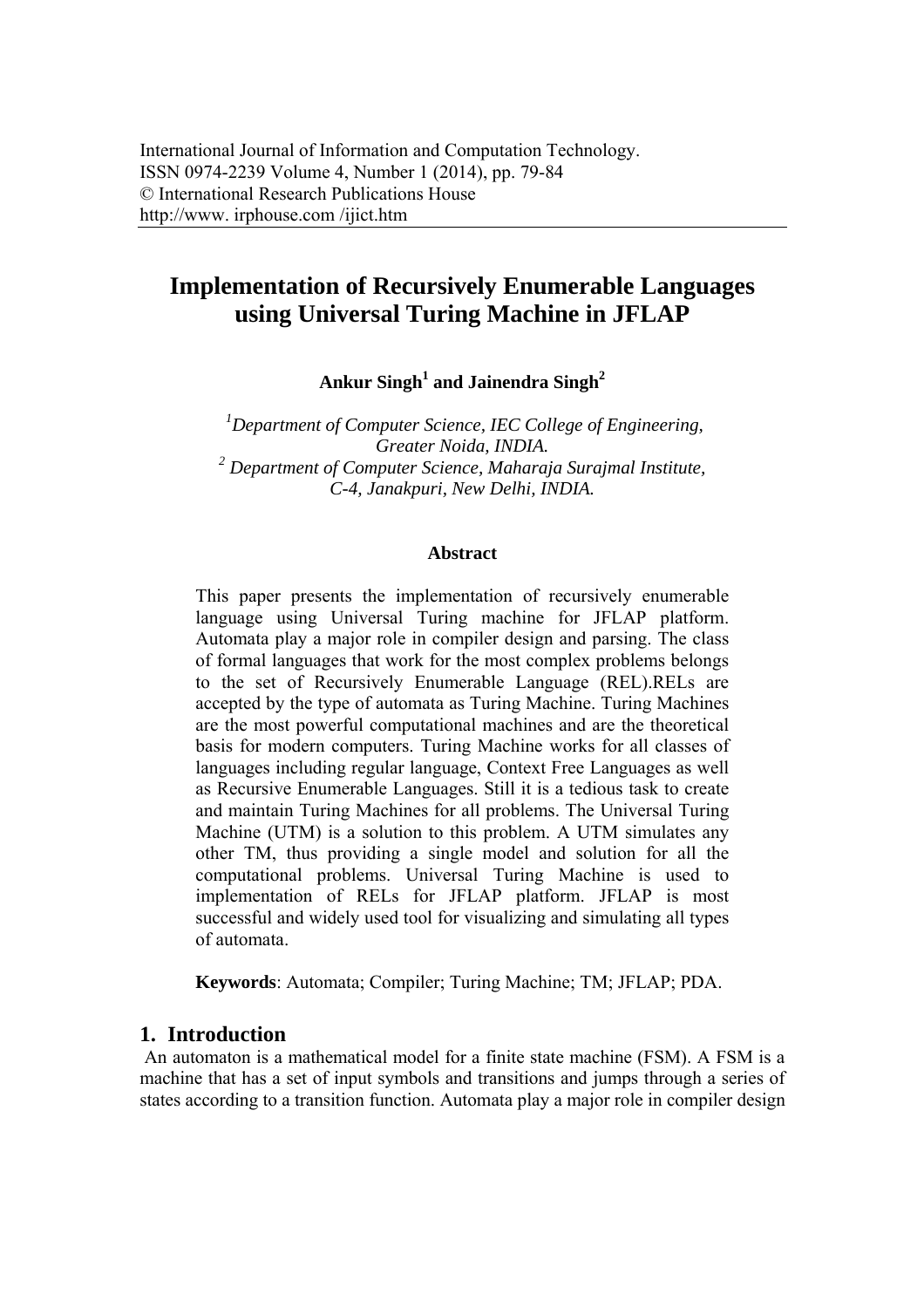# Implementation of Recursively Enumerable Languages using Universal Turing Machine in JFLAP

**Ankur Singh[1] and Jainendra Singh[2]**

*[1]Department of Computer Science, IEC College of Engineering, Greater Noida, INDIA.*
*[2] Department of Computer Science, Maharaja Surajmal Institute, C-4, Janakpuri, New Delhi, INDIA.*

### Abstract

This paper presents the implementation of recursively enumerable language using Universal Turing machine for JFLAP platform. Automata play a major role in compiler design and parsing. The class of formal languages that work for the most complex problems belongs to the set of Recursively Enumerable Language (REL).RELs are accepted by the type of automata as Turing Machine. Turing Machines are the most powerful computational machines and are the theoretical basis for modern computers. Turing Machine works for all classes of languages including regular language, Context Free Languages as well as Recursive Enumerable Languages. Still it is a tedious task to create and maintain Turing Machines for all problems. The Universal Turing Machine (UTM) is a solution to this problem. A UTM simulates any other TM, thus providing a single model and solution for all the computational problems. Universal Turing Machine is used to implementation of RELs for JFLAP platform. JFLAP is most successful and widely used tool for visualizing and simulating all types of automata.

**Keywords**: Automata; Compiler; Turing Machine; TM; JFLAP; PDA.

## 1. Introduction

An automaton is a mathematical model for a finite state machine (FSM). A FSM is a machine that has a set of input symbols and transitions and jumps through a series of states according to a transition function. Automata play a major role in compiler design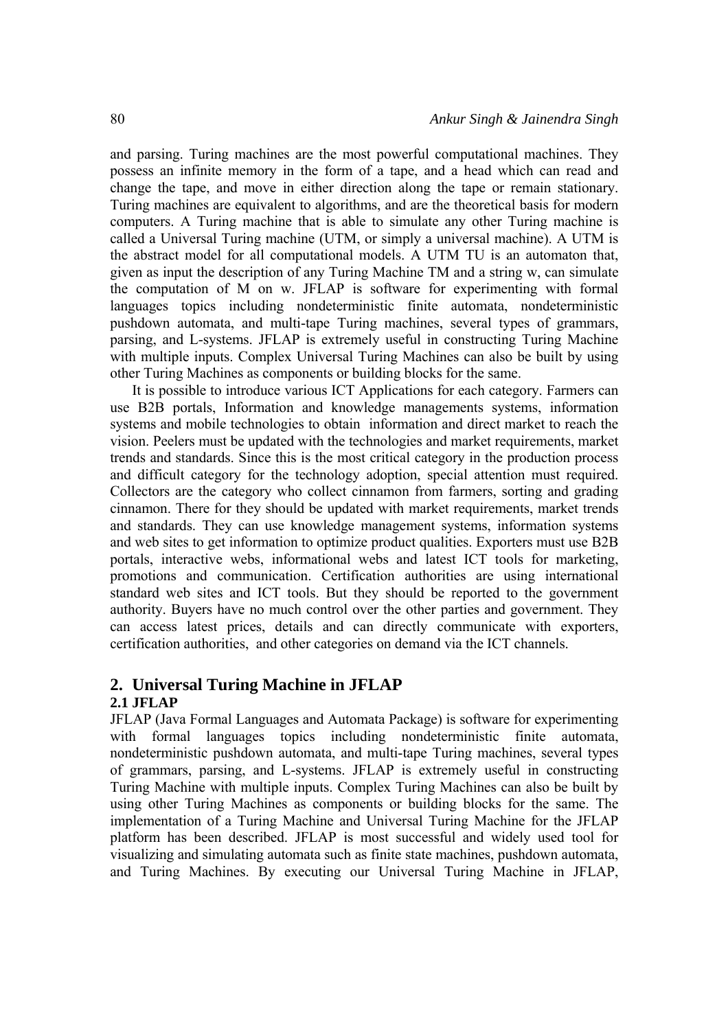and parsing. Turing machines are the most powerful computational machines. They possess an infinite memory in the form of a tape, and a head which can read and change the tape, and move in either direction along the tape or remain stationary. Turing machines are equivalent to algorithms, and are the theoretical basis for modern computers. A Turing machine that is able to simulate any other Turing machine is called a Universal Turing machine (UTM, or simply a universal machine). A UTM is the abstract model for all computational models. A UTM TU is an automaton that, given as input the description of any Turing Machine TM and a string w, can simulate the computation of M on w. JFLAP is software for experimenting with formal languages topics including nondeterministic finite automata, nondeterministic pushdown automata, and multi-tape Turing machines, several types of grammars, parsing, and L-systems. JFLAP is extremely useful in constructing Turing Machine with multiple inputs. Complex Universal Turing Machines can also be built by using other Turing Machines as components or building blocks for the same.

It is possible to introduce various ICT Applications for each category. Farmers can use B2B portals, Information and knowledge managements systems, information systems and mobile technologies to obtain information and direct market to reach the vision. Peelers must be updated with the technologies and market requirements, market trends and standards. Since this is the most critical category in the production process and difficult category for the technology adoption, special attention must required. Collectors are the category who collect cinnamon from farmers, sorting and grading cinnamon. There for they should be updated with market requirements, market trends and standards. They can use knowledge management systems, information systems and web sites to get information to optimize product qualities. Exporters must use B2B portals, interactive webs, informational webs and latest ICT tools for marketing, promotions and communication. Certification authorities are using international standard web sites and ICT tools. But they should be reported to the government authority. Buyers have no much control over the other parties and government. They can access latest prices, details and can directly communicate with exporters, certification authorities, and other categories on demand via the ICT channels.

## 2. Universal Turing Machine in JFLAP

### 2.1 JFLAP

JFLAP (Java Formal Languages and Automata Package) is software for experimenting with formal languages topics including nondeterministic finite automata, nondeterministic pushdown automata, and multi-tape Turing machines, several types of grammars, parsing, and L-systems. JFLAP is extremely useful in constructing Turing Machine with multiple inputs. Complex Turing Machines can also be built by using other Turing Machines as components or building blocks for the same. The implementation of a Turing Machine and Universal Turing Machine for the JFLAP platform has been described. JFLAP is most successful and widely used tool for visualizing and simulating automata such as finite state machines, pushdown automata, and Turing Machines. By executing our Universal Turing Machine in JFLAP,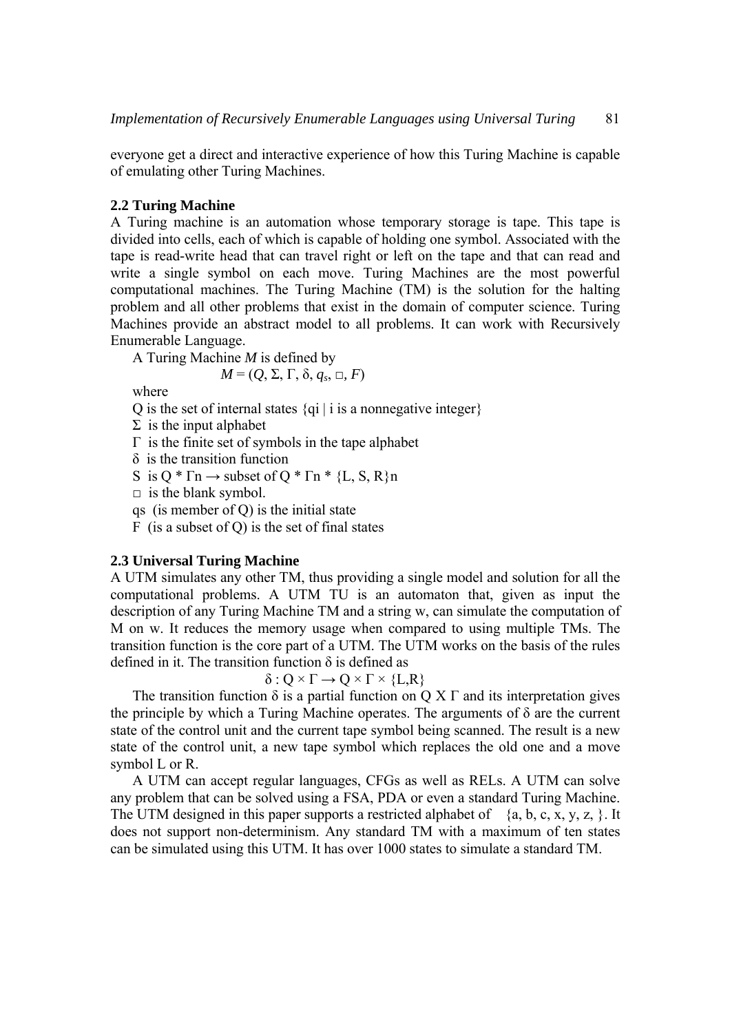everyone get a direct and interactive experience of how this Turing Machine is capable of emulating other Turing Machines.

### 2.2 Turing Machine

A Turing machine is an automation whose temporary storage is tape. This tape is divided into cells, each of which is capable of holding one symbol. Associated with the tape is read-write head that can travel right or left on the tape and that can read and write a single symbol on each move. Turing Machines are the most powerful computational machines. The Turing Machine (TM) is the solution for the halting problem and all other problems that exist in the domain of computer science. Turing Machines provide an abstract model to all problems. It can work with Recursively Enumerable Language.

A Turing Machine *M* is defined by

$$M = (Q, \Sigma, \Gamma, \delta, q_s, \square, F)$$

where

Q is the set of internal states {qi | i is a nonnegative integer}

$\Sigma$ is the input alphabet

$\Gamma$ is the finite set of symbols in the tape alphabet

$\delta$ is the transition function

S is Q * Γn → subset of Q * Γn * {L, S, R}n

$\square$ is the blank symbol.

qs (is member of Q) is the initial state

F (is a subset of Q) is the set of final states

### 2.3 Universal Turing Machine

A UTM simulates any other TM, thus providing a single model and solution for all the computational problems. A UTM TU is an automaton that, given as input the description of any Turing Machine TM and a string w, can simulate the computation of M on w. It reduces the memory usage when compared to using multiple TMs. The transition function is the core part of a UTM. The UTM works on the basis of the rules defined in it. The transition function δ is defined as

$$\delta : Q \times \Gamma \rightarrow Q \times \Gamma \times \{L,R\}$$

The transition function δ is a partial function on Q X Γ and its interpretation gives the principle by which a Turing Machine operates. The arguments of δ are the current state of the control unit and the current tape symbol being scanned. The result is a new state of the control unit, a new tape symbol which replaces the old one and a move symbol L or R.

A UTM can accept regular languages, CFGs as well as RELs. A UTM can solve any problem that can be solved using a FSA, PDA or even a standard Turing Machine. The UTM designed in this paper supports a restricted alphabet of {a, b, c, x, y, z, }. It does not support non-determinism. Any standard TM with a maximum of ten states can be simulated using this UTM. It has over 1000 states to simulate a standard TM.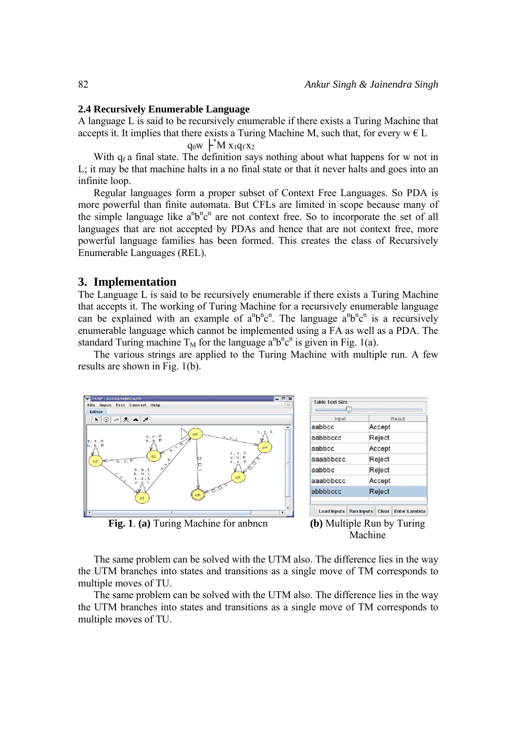### 2.4 Recursively Enumerable Language

A language L is said to be recursively enumerable if there exists a Turing Machine that accepts it. It implies that there exists a Turing Machine M, such that, for every w € L

$$q_0 w \vdash^*_M x_1 q_f x_2$$

With $q_f$ a final state. The definition says nothing about what happens for w not in L; it may be that machine halts in a no final state or that it never halts and goes into an infinite loop.

Regular languages form a proper subset of Context Free Languages. So PDA is more powerful than finite automata. But CFLs are limited in scope because many of the simple language like $a^n b^n c^n$ are not context free. So to incorporate the set of all languages that are not accepted by PDAs and hence that are not context free, more powerful language families has been formed. This creates the class of Recursively Enumerable Languages (REL).

## 3. Implementation

The Language L is said to be recursively enumerable if there exists a Turing Machine that accepts it. The working of Turing Machine for a recursively enumerable language can be explained with an example of $a^n b^n c^n$. The language $a^n b^n c^n$ is a recursively enumerable language which cannot be implemented using a FA as well as a PDA. The standard Turing machine $T_M$ for the language $a^n b^n c^n$ is given in Fig. 1(a).

The various strings are applied to the Turing Machine with multiple run. A few results are shown in Fig. 1(b).

| Input | Result |
|---|---|
| aabbcc | Accept |
| aabbbccc | Reject |
| aabbcc | Accept |
| aaaabbccc | Reject |
| aabbbc | Reject |
| aaabbbccc | Accept |
| abbbbccc | Reject |

**Fig. 1**. **(a)** Turing Machine for anbncn **(b)** Multiple Run by Turing Machine

The same problem can be solved with the UTM also. The difference lies in the way the UTM branches into states and transitions as a single move of TM corresponds to multiple moves of TU.

The same problem can be solved with the UTM also. The difference lies in the way the UTM branches into states and transitions as a single move of TM corresponds to multiple moves of TU.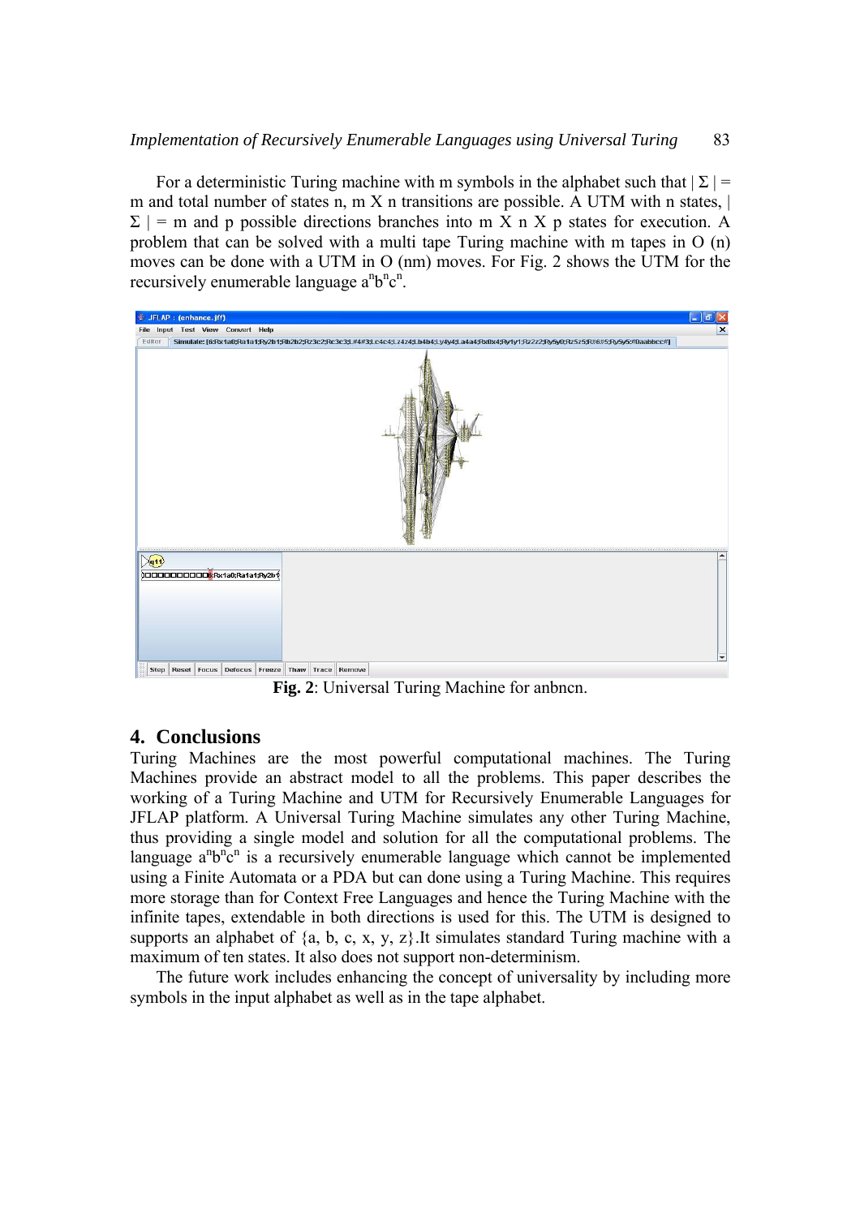For a deterministic Turing machine with m symbols in the alphabet such that $|\Sigma| = m$ and total number of states n, m X n transitions are possible. A UTM with n states, $|\Sigma| = m$ and p possible directions branches into m X n X p states for execution. A problem that can be solved with a multi tape Turing machine with m tapes in O (n) moves can be done with a UTM in O (nm) moves. For Fig. 2 shows the UTM for the recursively enumerable language $a^n b^n c^n$.

**Fig. 2**: Universal Turing Machine for anbncn.

## 4. Conclusions

Turing Machines are the most powerful computational machines. The Turing Machines provide an abstract model to all the problems. This paper describes the working of a Turing Machine and UTM for Recursively Enumerable Languages for JFLAP platform. A Universal Turing Machine simulates any other Turing Machine, thus providing a single model and solution for all the computational problems. The language $a^n b^n c^n$ is a recursively enumerable language which cannot be implemented using a Finite Automata or a PDA but can done using a Turing Machine. This requires more storage than for Context Free Languages and hence the Turing Machine with the infinite tapes, extendable in both directions is used for this. The UTM is designed to supports an alphabet of {a, b, c, x, y, z}.It simulates standard Turing machine with a maximum of ten states. It also does not support non-determinism.

The future work includes enhancing the concept of universality by including more symbols in the input alphabet as well as in the tape alphabet.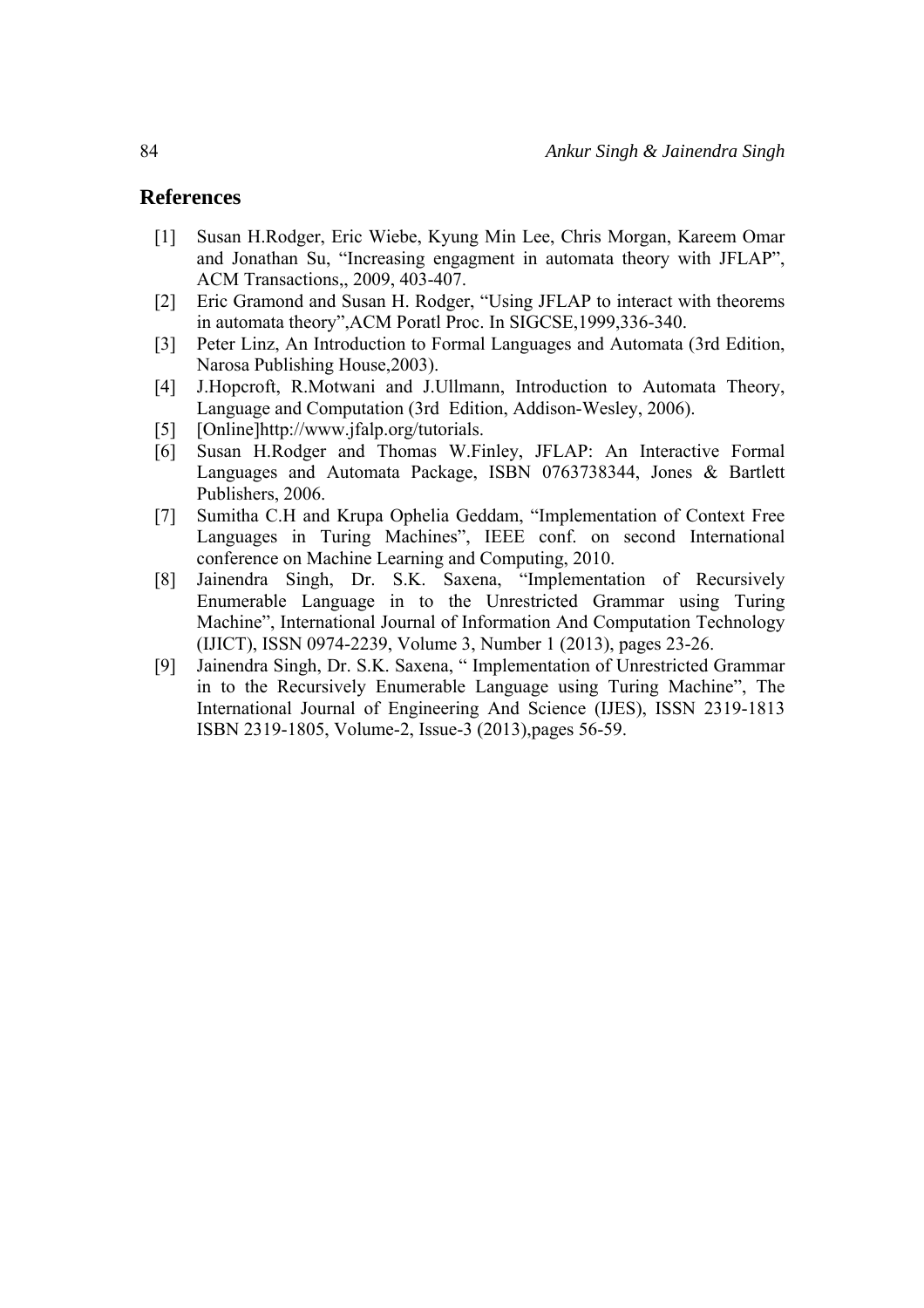## References

[1] Susan H.Rodger, Eric Wiebe, Kyung Min Lee, Chris Morgan, Kareem Omar and Jonathan Su, "Increasing engagment in automata theory with JFLAP", ACM Transactions,, 2009, 403-407.

[2] Eric Gramond and Susan H. Rodger, "Using JFLAP to interact with theorems in automata theory",ACM Poratl Proc. In SIGCSE,1999,336-340.

[3] Peter Linz, An Introduction to Formal Languages and Automata (3rd Edition, Narosa Publishing House,2003).

[4] J.Hopcroft, R.Motwani and J.Ullmann, Introduction to Automata Theory, Language and Computation (3rd Edition, Addison-Wesley, 2006).

[5] [Online]http://www.jfalp.org/tutorials.

[6] Susan H.Rodger and Thomas W.Finley, JFLAP: An Interactive Formal Languages and Automata Package, ISBN 0763738344, Jones & Bartlett Publishers, 2006.

[7] Sumitha C.H and Krupa Ophelia Geddam, "Implementation of Context Free Languages in Turing Machines", IEEE conf. on second International conference on Machine Learning and Computing, 2010.

[8] Jainendra Singh, Dr. S.K. Saxena, "Implementation of Recursively Enumerable Language in to the Unrestricted Grammar using Turing Machine", International Journal of Information And Computation Technology (IJICT), ISSN 0974-2239, Volume 3, Number 1 (2013), pages 23-26.

[9] Jainendra Singh, Dr. S.K. Saxena, " Implementation of Unrestricted Grammar in to the Recursively Enumerable Language using Turing Machine", The International Journal of Engineering And Science (IJES), ISSN 2319-1813 ISBN 2319-1805, Volume-2, Issue-3 (2013),pages 56-59.